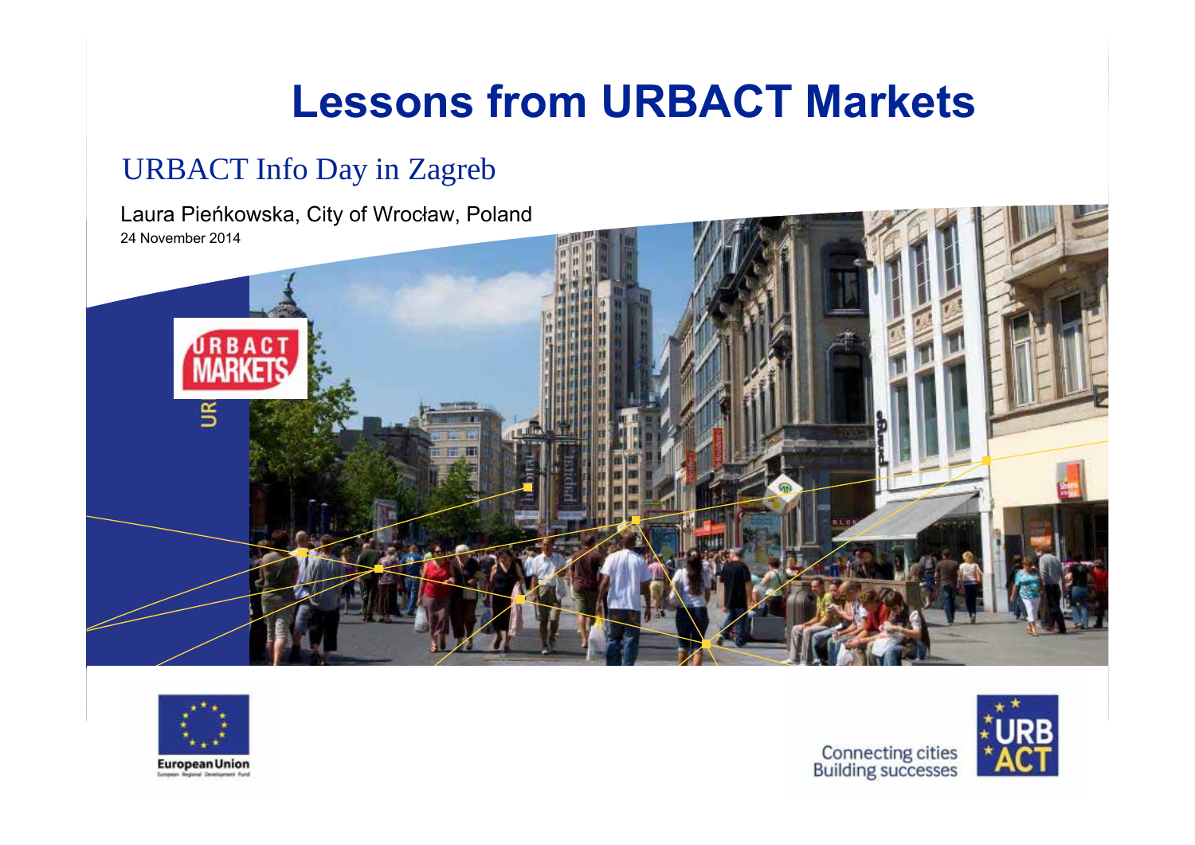# Lessons from URBACT Markets

## URBACT Info Day in Zagreb

Laura Pieńkowska, City of Wrocław, Poland

24 November 2014

Connecting cities
Building successes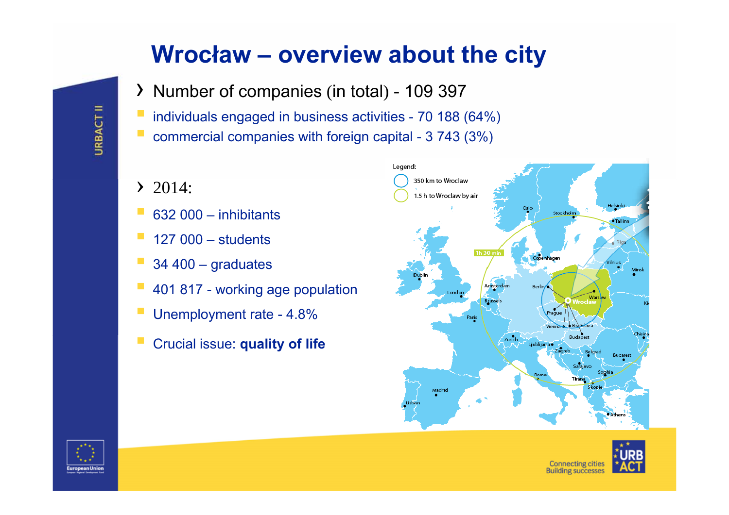# Wrocław – overview about the city

- Number of companies (in total) - 109 397
  - individuals engaged in business activities - 70 188 (64%)
  - commercial companies with foreign capital - 3 743 (3%)

- 2014:
  - 632 000 – inhibitants
  - 127 000 – students
  - 34 400 – graduates
  - 401 817 - working age population
  - Unemployment rate - 4.8%
  - Crucial issue: **quality of life**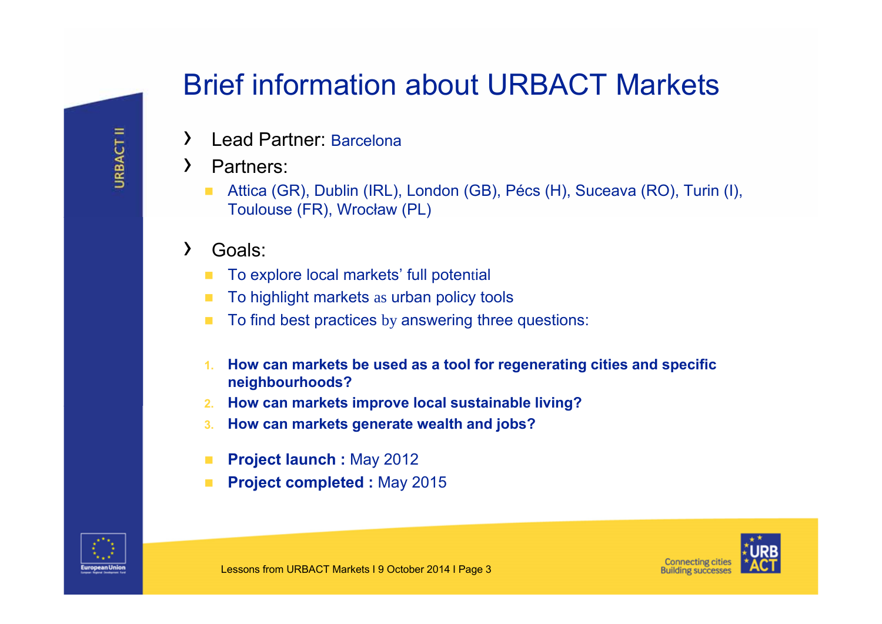# Brief information about URBACT Markets

- Lead Partner: Barcelona
- Partners:
  - Attica (GR), Dublin (IRL), London (GB), Pécs (H), Suceava (RO), Turin (I), Toulouse (FR), Wrocław (PL)
- Goals:
  - To explore local markets' full potential
  - To highlight markets as urban policy tools
  - To find best practices by answering three questions:

  1. **How can markets be used as a tool for regenerating cities and specific neighbourhoods?**
  2. **How can markets improve local sustainable living?**
  3. **How can markets generate wealth and jobs?**

  - **Project launch :** May 2012
  - **Project completed :** May 2015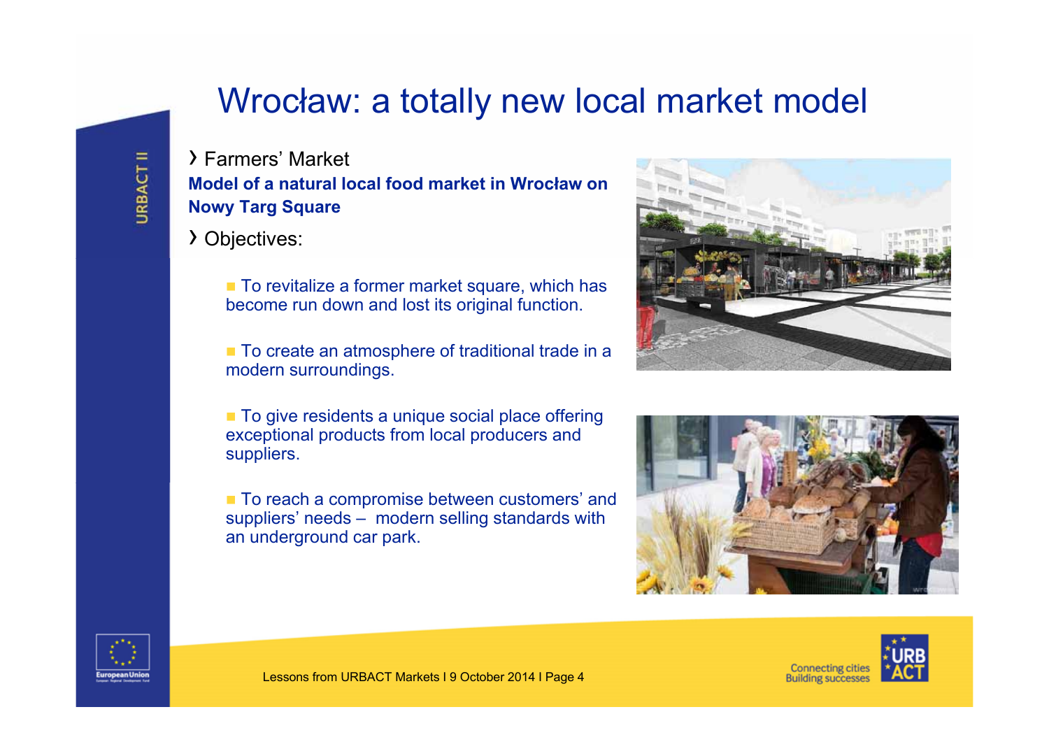# Wrocław: a totally new local market model

- Farmers' Market

**Model of a natural local food market in Wrocław on Nowy Targ Square**

- Objectives:
  - To revitalize a former market square, which has become run down and lost its original function.
  - To create an atmosphere of traditional trade in a modern surroundings.
  - To give residents a unique social place offering exceptional products from local producers and suppliers.
  - To reach a compromise between customers' and suppliers' needs – modern selling standards with an underground car park.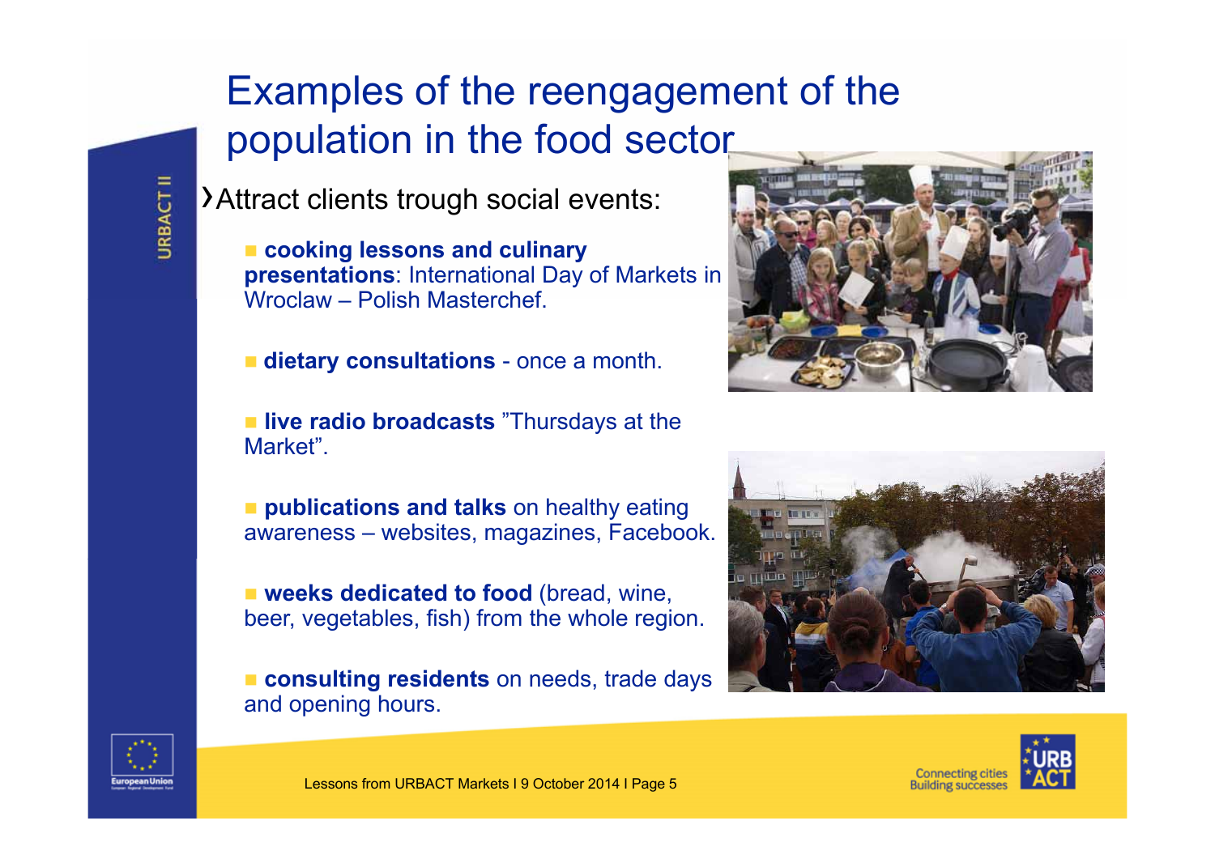# Examples of the reengagement of the population in the food sector

Attract clients trough social events:

- **cooking lessons and culinary presentations**: International Day of Markets in Wroclaw – Polish Masterchef.
- **dietary consultations** - once a month.
- **live radio broadcasts** "Thursdays at the Market".
- **publications and talks** on healthy eating awareness – websites, magazines, Facebook.
- **weeks dedicated to food** (bread, wine, beer, vegetables, fish) from the whole region.
- **consulting residents** on needs, trade days and opening hours.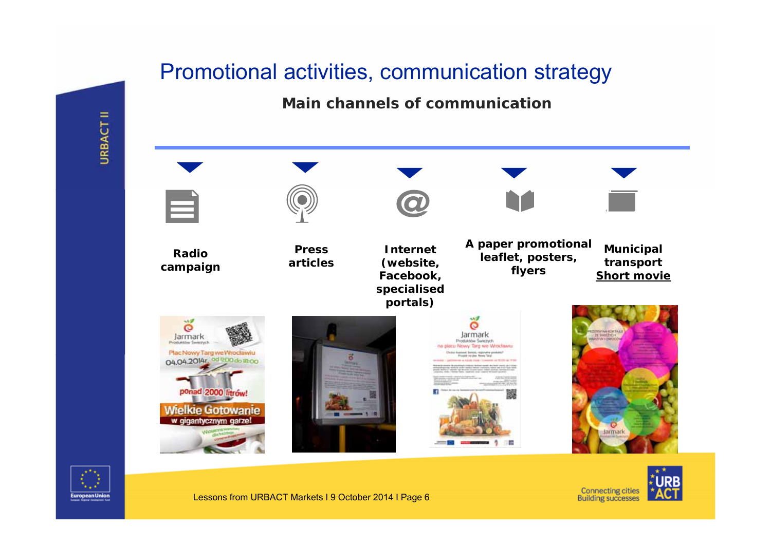# Promotional activities, communication strategy

## Main channels of communication

- **Radio campaign**
- **Press articles**
- **Internet (website, Facebook, specialised portals)**
- **A paper promotional leaflet, posters, flyers**
- **Municipal transport**
  **Short movie**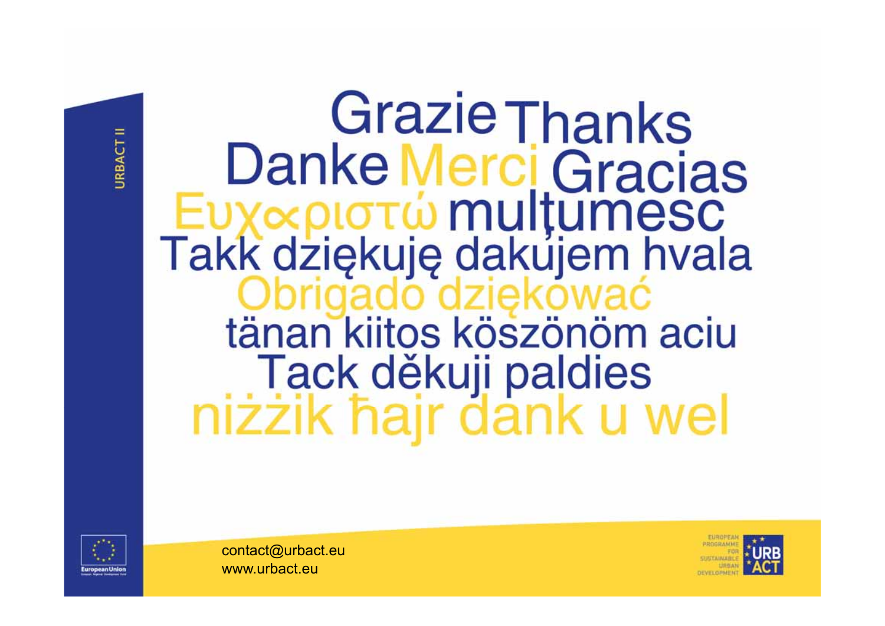Grazie Thanks
Danke Merci Gracias
Ευχαριστώ mulţumesc
Takk dziękuję dakujem hvala
Obrigado dziękować
tänan kiitos köszönöm aciu
Tack děkuji paldies
niżżik ħajr dank u wel

contact@urbact.eu
www.urbact.eu